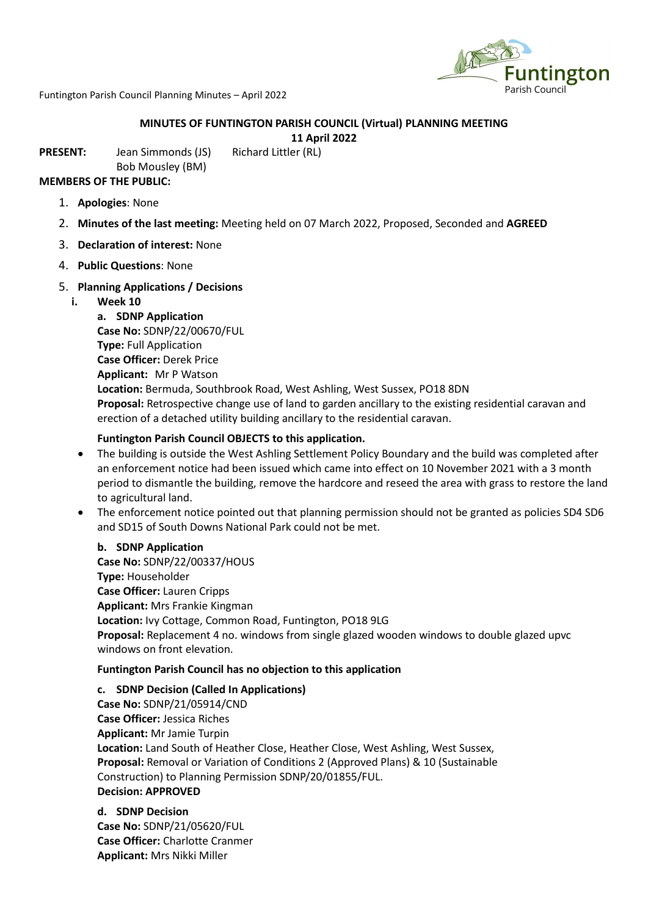## MINUTES OF FUNTINGTON PARISH COUNCIL (Virtual) PLANNING MEETING

**11 April 2022**

**PRESENT:** Jean Simmonds (JS) Richard Littler (RL)
Bob Mousley (BM)

**MEMBERS OF THE PUBLIC:**

1. **Apologies**: None
2. **Minutes of the last meeting:** Meeting held on 07 March 2022, Proposed, Seconded and **AGREED**
3. **Declaration of interest:** None
4. **Public Questions**: None
5. **Planning Applications / Decisions**

**i. Week 10**

**a. SDNP Application**
**Case No:** SDNP/22/00670/FUL
**Type:** Full Application
**Case Officer:** Derek Price
**Applicant:** Mr P Watson
**Location:** Bermuda, Southbrook Road, West Ashling, West Sussex, PO18 8DN
**Proposal:** Retrospective change use of land to garden ancillary to the existing residential caravan and erection of a detached utility building ancillary to the residential caravan.

**Funtington Parish Council OBJECTS to this application.**

- The building is outside the West Ashling Settlement Policy Boundary and the build was completed after an enforcement notice had been issued which came into effect on 10 November 2021 with a 3 month period to dismantle the building, remove the hardcore and reseed the area with grass to restore the land to agricultural land.
- The enforcement notice pointed out that planning permission should not be granted as policies SD4 SD6 and SD15 of South Downs National Park could not be met.

**b. SDNP Application**
**Case No:** SDNP/22/00337/HOUS
**Type:** Householder
**Case Officer:** Lauren Cripps
**Applicant:** Mrs Frankie Kingman
**Location:** Ivy Cottage, Common Road, Funtington, PO18 9LG
**Proposal:** Replacement 4 no. windows from single glazed wooden windows to double glazed upvc windows on front elevation.

**Funtington Parish Council has no objection to this application**

**c. SDNP Decision (Called In Applications)**
**Case No:** SDNP/21/05914/CND
**Case Officer:** Jessica Riches
**Applicant:** Mr Jamie Turpin
**Location:** Land South of Heather Close, Heather Close, West Ashling, West Sussex,
**Proposal:** Removal or Variation of Conditions 2 (Approved Plans) & 10 (Sustainable Construction) to Planning Permission SDNP/20/01855/FUL.
**Decision: APPROVED**

**d. SDNP Decision**
**Case No:** SDNP/21/05620/FUL
**Case Officer:** Charlotte Cranmer
**Applicant:** Mrs Nikki Miller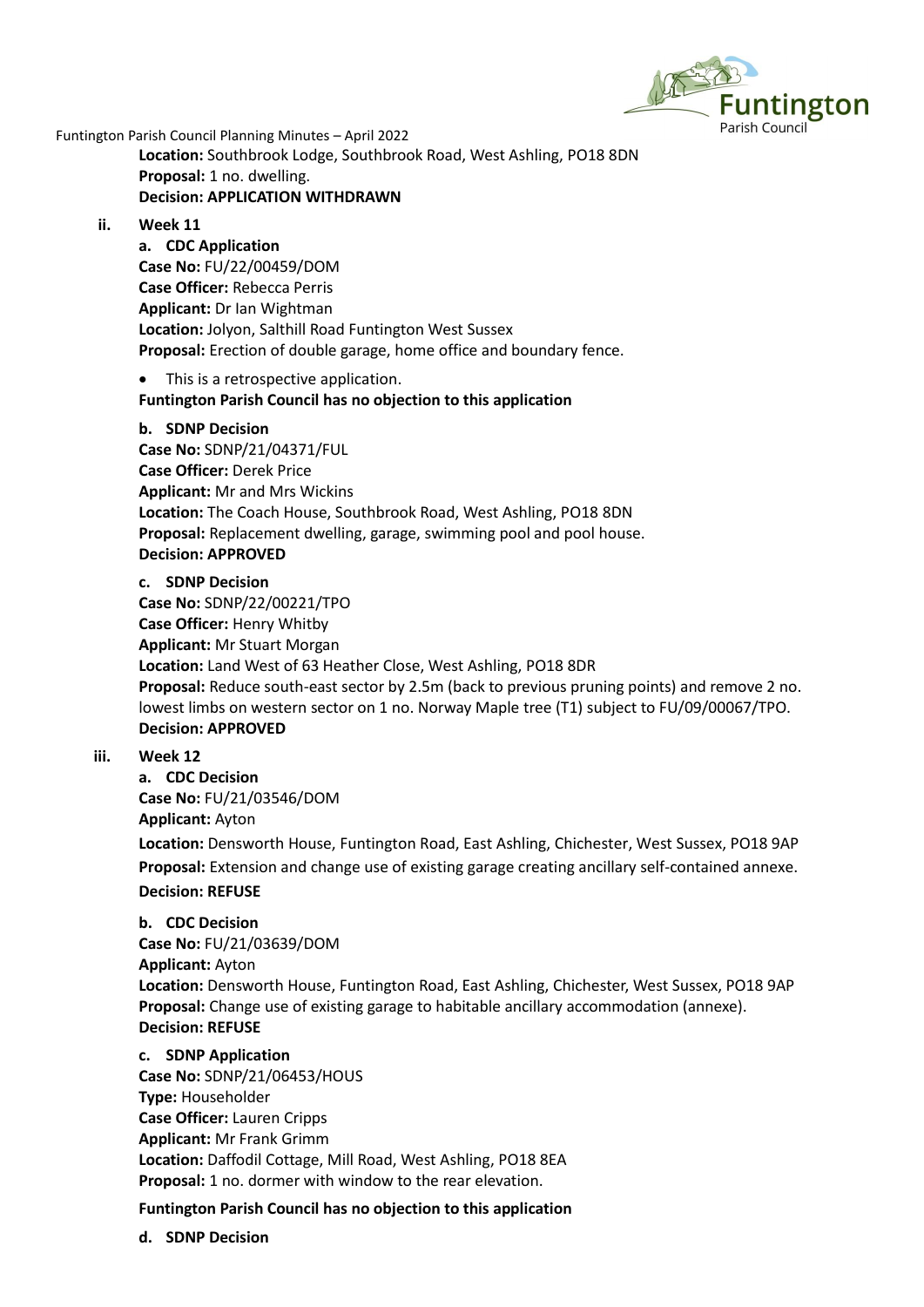**Location:** Southbrook Lodge, Southbrook Road, West Ashling, PO18 8DN
**Proposal:** 1 no. dwelling.
**Decision: APPLICATION WITHDRAWN**

ii. **Week 11**

a. **CDC Application**
**Case No:** FU/22/00459/DOM
**Case Officer:** Rebecca Perris
**Applicant:** Dr Ian Wightman
**Location:** Jolyon, Salthill Road Funtington West Sussex
**Proposal:** Erection of double garage, home office and boundary fence.

- This is a retrospective application.

**Funtington Parish Council has no objection to this application**

b. **SDNP Decision**
**Case No:** SDNP/21/04371/FUL
**Case Officer:** Derek Price
**Applicant:** Mr and Mrs Wickins
**Location:** The Coach House, Southbrook Road, West Ashling, PO18 8DN
**Proposal:** Replacement dwelling, garage, swimming pool and pool house.
**Decision: APPROVED**

c. **SDNP Decision**
**Case No:** SDNP/22/00221/TPO
**Case Officer:** Henry Whitby
**Applicant:** Mr Stuart Morgan
**Location:** Land West of 63 Heather Close, West Ashling, PO18 8DR
**Proposal:** Reduce south-east sector by 2.5m (back to previous pruning points) and remove 2 no. lowest limbs on western sector on 1 no. Norway Maple tree (T1) subject to FU/09/00067/TPO.
**Decision: APPROVED**

iii. **Week 12**

a. **CDC Decision**
**Case No:** FU/21/03546/DOM
**Applicant:** Ayton
**Location:** Densworth House, Funtington Road, East Ashling, Chichester, West Sussex, PO18 9AP
**Proposal:** Extension and change use of existing garage creating ancillary self-contained annexe.
**Decision: REFUSE**

b. **CDC Decision**
**Case No:** FU/21/03639/DOM
**Applicant:** Ayton
**Location:** Densworth House, Funtington Road, East Ashling, Chichester, West Sussex, PO18 9AP
**Proposal:** Change use of existing garage to habitable ancillary accommodation (annexe).
**Decision: REFUSE**

c. **SDNP Application**
**Case No:** SDNP/21/06453/HOUS
**Type:** Householder
**Case Officer:** Lauren Cripps
**Applicant:** Mr Frank Grimm
**Location:** Daffodil Cottage, Mill Road, West Ashling, PO18 8EA
**Proposal:** 1 no. dormer with window to the rear elevation.

**Funtington Parish Council has no objection to this application**

d. **SDNP Decision**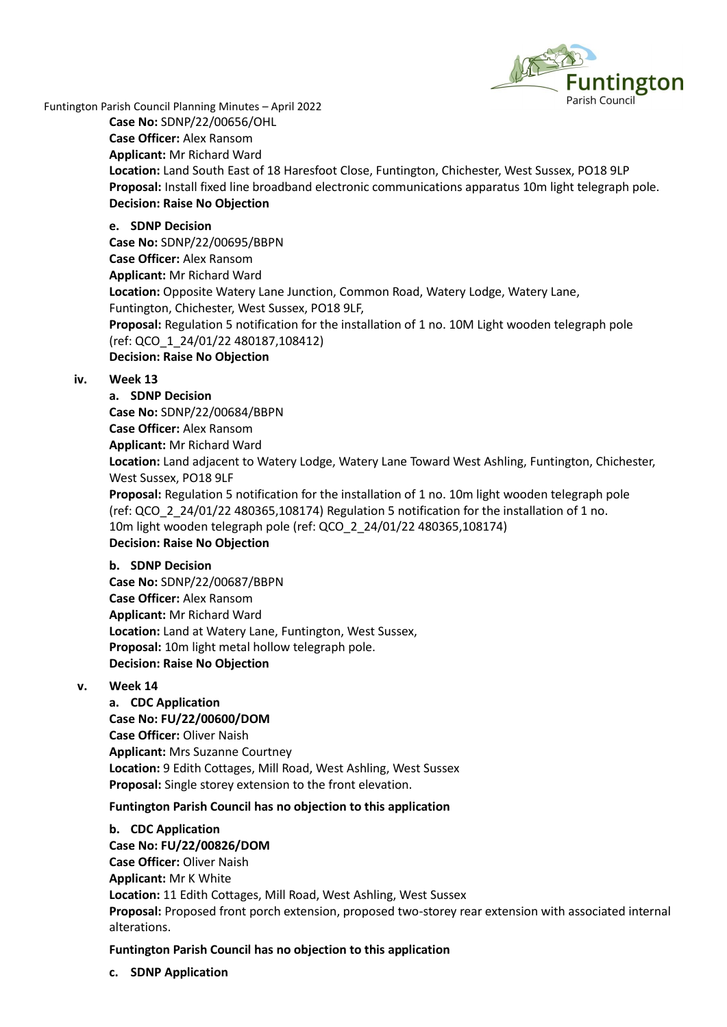**Case No:** SDNP/22/00656/OHL
**Case Officer:** Alex Ransom
**Applicant:** Mr Richard Ward
**Location:** Land South East of 18 Haresfoot Close, Funtington, Chichester, West Sussex, PO18 9LP
**Proposal:** Install fixed line broadband electronic communications apparatus 10m light telegraph pole.
**Decision: Raise No Objection**

**e. SDNP Decision**
**Case No:** SDNP/22/00695/BBPN
**Case Officer:** Alex Ransom
**Applicant:** Mr Richard Ward
**Location:** Opposite Watery Lane Junction, Common Road, Watery Lodge, Watery Lane, Funtington, Chichester, West Sussex, PO18 9LF,
**Proposal:** Regulation 5 notification for the installation of 1 no. 10M Light wooden telegraph pole (ref: QCO_1_24/01/22 480187,108412)
**Decision: Raise No Objection**

**iv. Week 13**

**a. SDNP Decision**
**Case No:** SDNP/22/00684/BBPN
**Case Officer:** Alex Ransom
**Applicant:** Mr Richard Ward
**Location:** Land adjacent to Watery Lodge, Watery Lane Toward West Ashling, Funtington, Chichester, West Sussex, PO18 9LF
**Proposal:** Regulation 5 notification for the installation of 1 no. 10m light wooden telegraph pole (ref: QCO_2_24/01/22 480365,108174) Regulation 5 notification for the installation of 1 no. 10m light wooden telegraph pole (ref: QCO_2_24/01/22 480365,108174)
**Decision: Raise No Objection**

**b. SDNP Decision**
**Case No:** SDNP/22/00687/BBPN
**Case Officer:** Alex Ransom
**Applicant:** Mr Richard Ward
**Location:** Land at Watery Lane, Funtington, West Sussex,
**Proposal:** 10m light metal hollow telegraph pole.
**Decision: Raise No Objection**

**v. Week 14**

**a. CDC Application**
**Case No: FU/22/00600/DOM**
**Case Officer:** Oliver Naish
**Applicant:** Mrs Suzanne Courtney
**Location:** 9 Edith Cottages, Mill Road, West Ashling, West Sussex
**Proposal:** Single storey extension to the front elevation.

**Funtington Parish Council has no objection to this application**

**b. CDC Application**
**Case No: FU/22/00826/DOM**
**Case Officer:** Oliver Naish
**Applicant:** Mr K White
**Location:** 11 Edith Cottages, Mill Road, West Ashling, West Sussex
**Proposal:** Proposed front porch extension, proposed two-storey rear extension with associated internal alterations.

**Funtington Parish Council has no objection to this application**

**c. SDNP Application**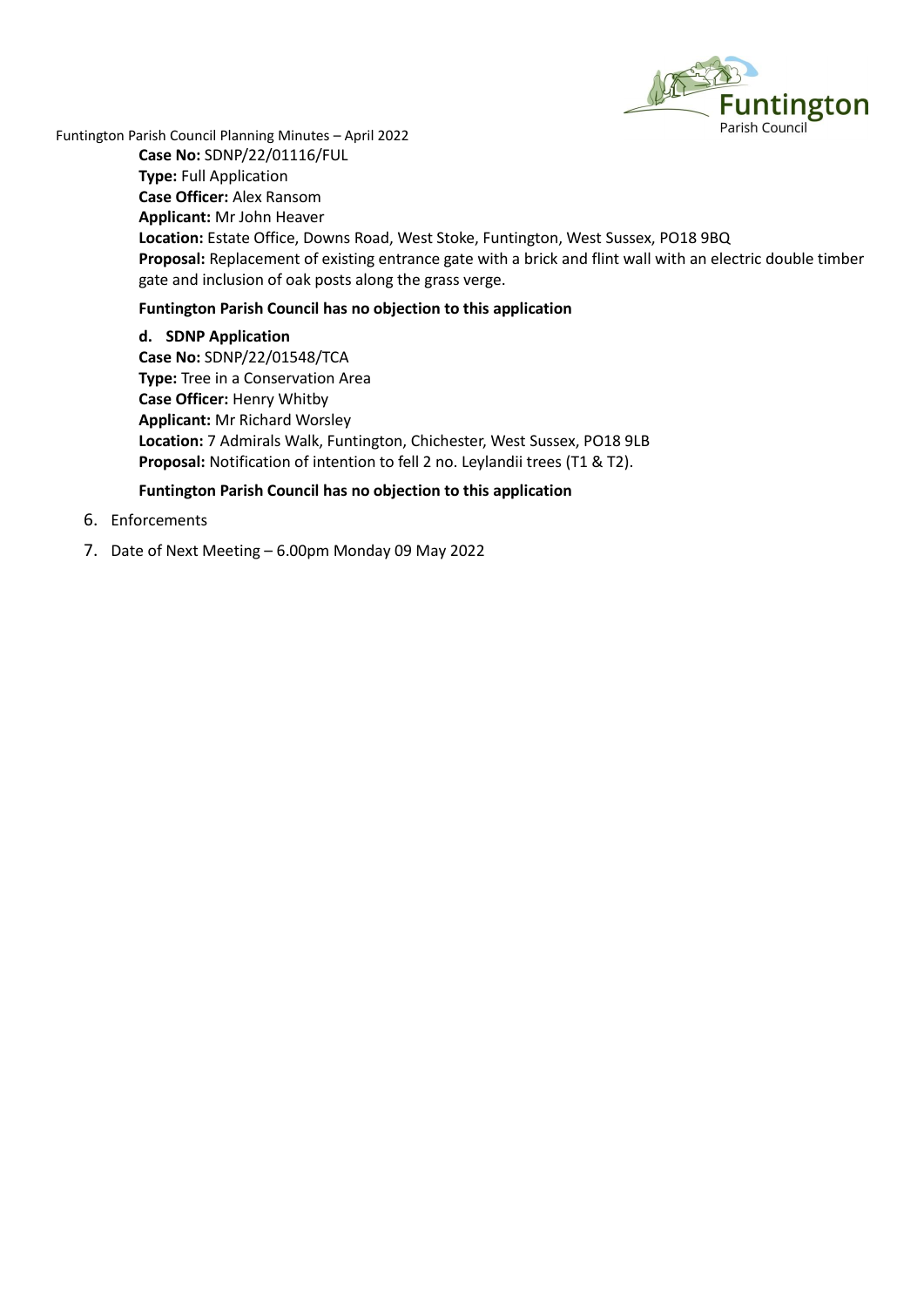**Case No:** SDNP/22/01116/FUL
**Type:** Full Application
**Case Officer:** Alex Ransom
**Applicant:** Mr John Heaver
**Location:** Estate Office, Downs Road, West Stoke, Funtington, West Sussex, PO18 9BQ
**Proposal:** Replacement of existing entrance gate with a brick and flint wall with an electric double timber gate and inclusion of oak posts along the grass verge.

**Funtington Parish Council has no objection to this application**

**d. SDNP Application**
**Case No:** SDNP/22/01548/TCA
**Type:** Tree in a Conservation Area
**Case Officer:** Henry Whitby
**Applicant:** Mr Richard Worsley
**Location:** 7 Admirals Walk, Funtington, Chichester, West Sussex, PO18 9LB
**Proposal:** Notification of intention to fell 2 no. Leylandii trees (T1 & T2).

**Funtington Parish Council has no objection to this application**

6. Enforcements
7. Date of Next Meeting – 6.00pm Monday 09 May 2022